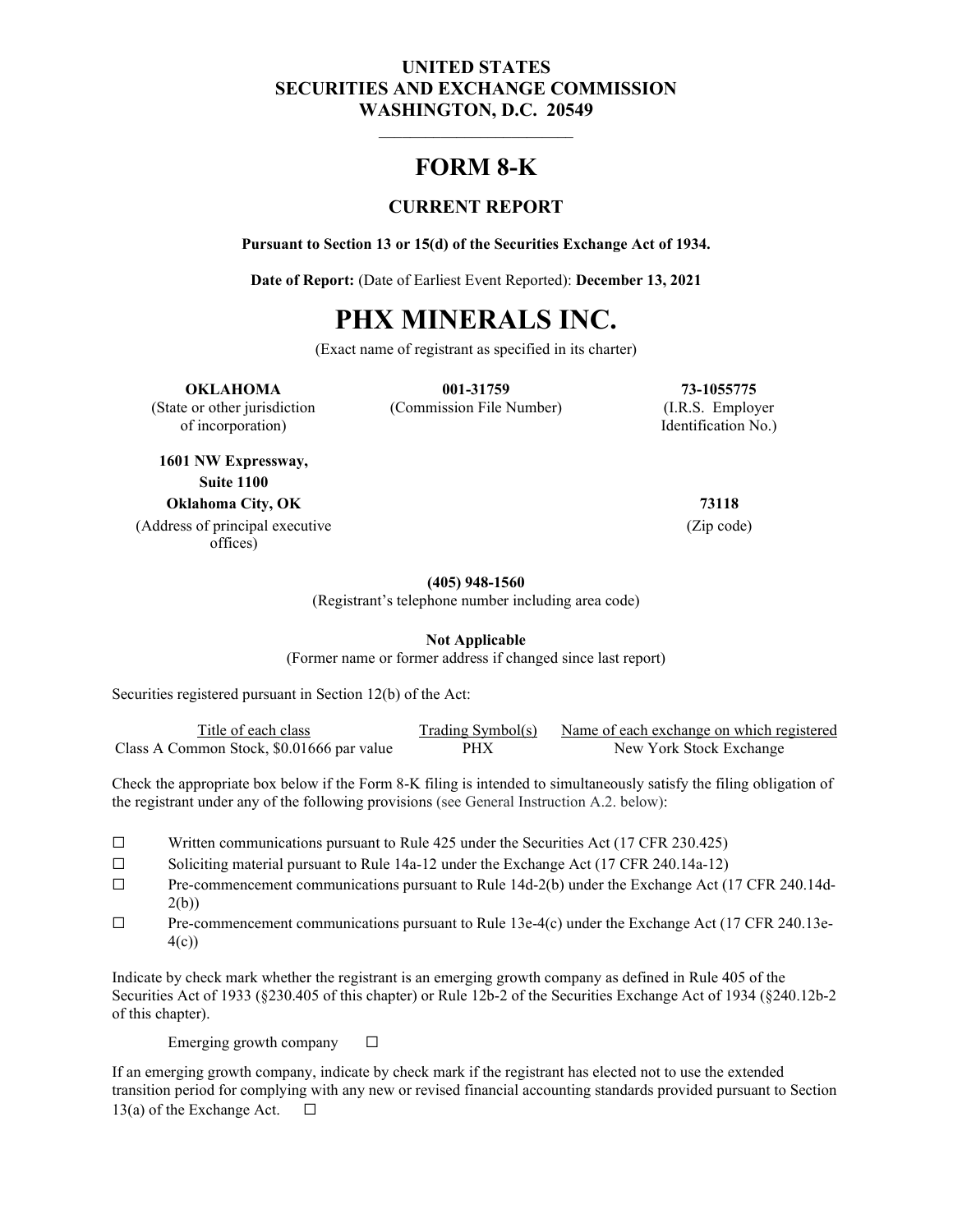**UNITED STATES**
**SECURITIES AND EXCHANGE COMMISSION**
**WASHINGTON, D.C. 20549**

---

# FORM 8-K

## CURRENT REPORT

**Pursuant to Section 13 or 15(d) of the Securities Exchange Act of 1934.**

**Date of Report:** (Date of Earliest Event Reported): **December 13, 2021**

# PHX MINERALS INC.

(Exact name of registrant as specified in its charter)

| **OKLAHOMA** | **001-31759** | **73-1055775** |
|---|---|---|
| (State or other jurisdiction of incorporation) | (Commission File Number) | (I.R.S. Employer Identification No.) |

| **1601 NW Expressway, Suite 1100 Oklahoma City, OK** | **73118** |
|---|---|
| (Address of principal executive offices) | (Zip code) |

**(405) 948-1560**
(Registrant's telephone number including area code)

**Not Applicable**
(Former name or former address if changed since last report)

Securities registered pursuant in Section 12(b) of the Act:

| Title of each class | Trading Symbol(s) | Name of each exchange on which registered |
|---|---|---|
| Class A Common Stock, $0.01666 par value | PHX | New York Stock Exchange |

Check the appropriate box below if the Form 8-K filing is intended to simultaneously satisfy the filing obligation of the registrant under any of the following provisions (see General Instruction A.2. below):

☐ Written communications pursuant to Rule 425 under the Securities Act (17 CFR 230.425)

☐ Soliciting material pursuant to Rule 14a-12 under the Exchange Act (17 CFR 240.14a-12)

☐ Pre-commencement communications pursuant to Rule 14d-2(b) under the Exchange Act (17 CFR 240.14d-2(b))

☐ Pre-commencement communications pursuant to Rule 13e-4(c) under the Exchange Act (17 CFR 240.13e-4(c))

Indicate by check mark whether the registrant is an emerging growth company as defined in Rule 405 of the Securities Act of 1933 (§230.405 of this chapter) or Rule 12b-2 of the Securities Exchange Act of 1934 (§240.12b-2 of this chapter).

Emerging growth company ☐

If an emerging growth company, indicate by check mark if the registrant has elected not to use the extended transition period for complying with any new or revised financial accounting standards provided pursuant to Section 13(a) of the Exchange Act. ☐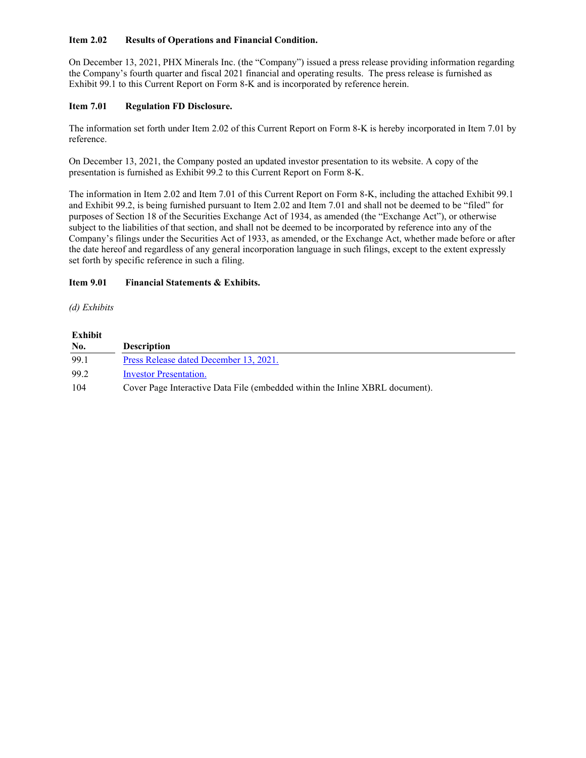**Item 2.02 Results of Operations and Financial Condition.**

On December 13, 2021, PHX Minerals Inc. (the “Company”) issued a press release providing information regarding the Company’s fourth quarter and fiscal 2021 financial and operating results. The press release is furnished as Exhibit 99.1 to this Current Report on Form 8-K and is incorporated by reference herein.

**Item 7.01 Regulation FD Disclosure.**

The information set forth under Item 2.02 of this Current Report on Form 8-K is hereby incorporated in Item 7.01 by reference.

On December 13, 2021, the Company posted an updated investor presentation to its website. A copy of the presentation is furnished as Exhibit 99.2 to this Current Report on Form 8-K.

The information in Item 2.02 and Item 7.01 of this Current Report on Form 8-K, including the attached Exhibit 99.1 and Exhibit 99.2, is being furnished pursuant to Item 2.02 and Item 7.01 and shall not be deemed to be “filed” for purposes of Section 18 of the Securities Exchange Act of 1934, as amended (the “Exchange Act”), or otherwise subject to the liabilities of that section, and shall not be deemed to be incorporated by reference into any of the Company’s filings under the Securities Act of 1933, as amended, or the Exchange Act, whether made before or after the date hereof and regardless of any general incorporation language in such filings, except to the extent expressly set forth by specific reference in such a filing.

**Item 9.01 Financial Statements & Exhibits.**

*(d) Exhibits*

| Exhibit No. | Description |
|---|---|
| 99.1 | Press Release dated December 13, 2021. |
| 99.2 | Investor Presentation. |
| 104 | Cover Page Interactive Data File (embedded within the Inline XBRL document). |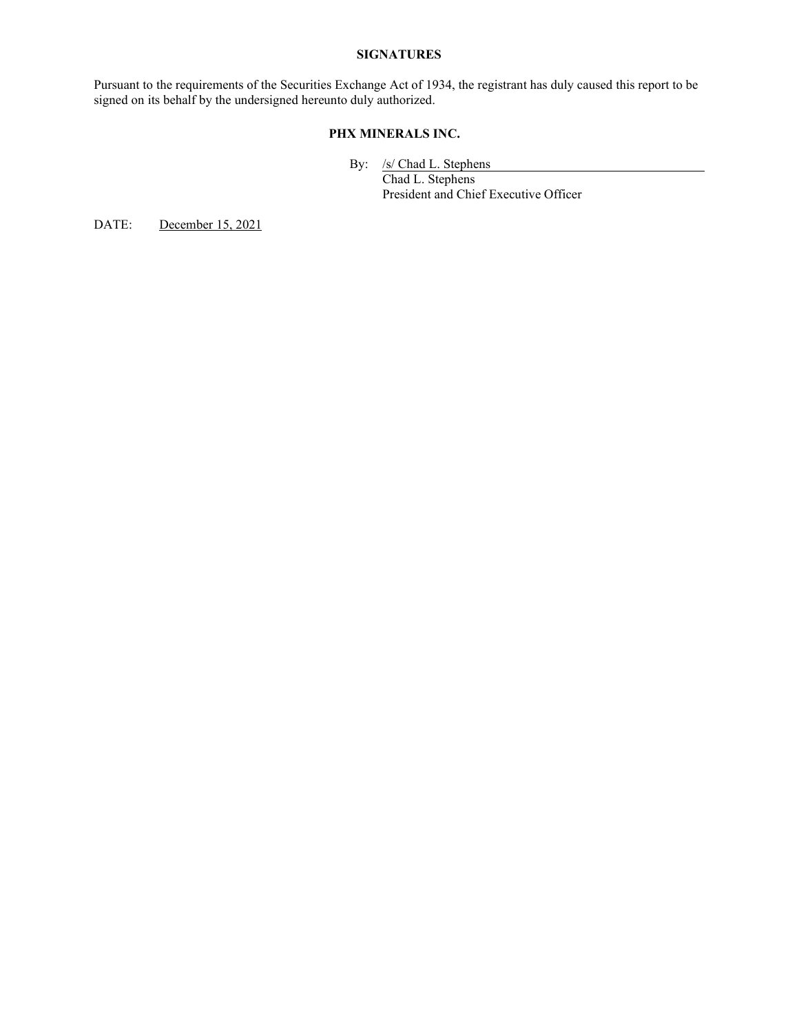**SIGNATURES**

Pursuant to the requirements of the Securities Exchange Act of 1934, the registrant has duly caused this report to be signed on its behalf by the undersigned hereunto duly authorized.

**PHX MINERALS INC.**

By: /s/ Chad L. Stephens
Chad L. Stephens
President and Chief Executive Officer

DATE: December 15, 2021